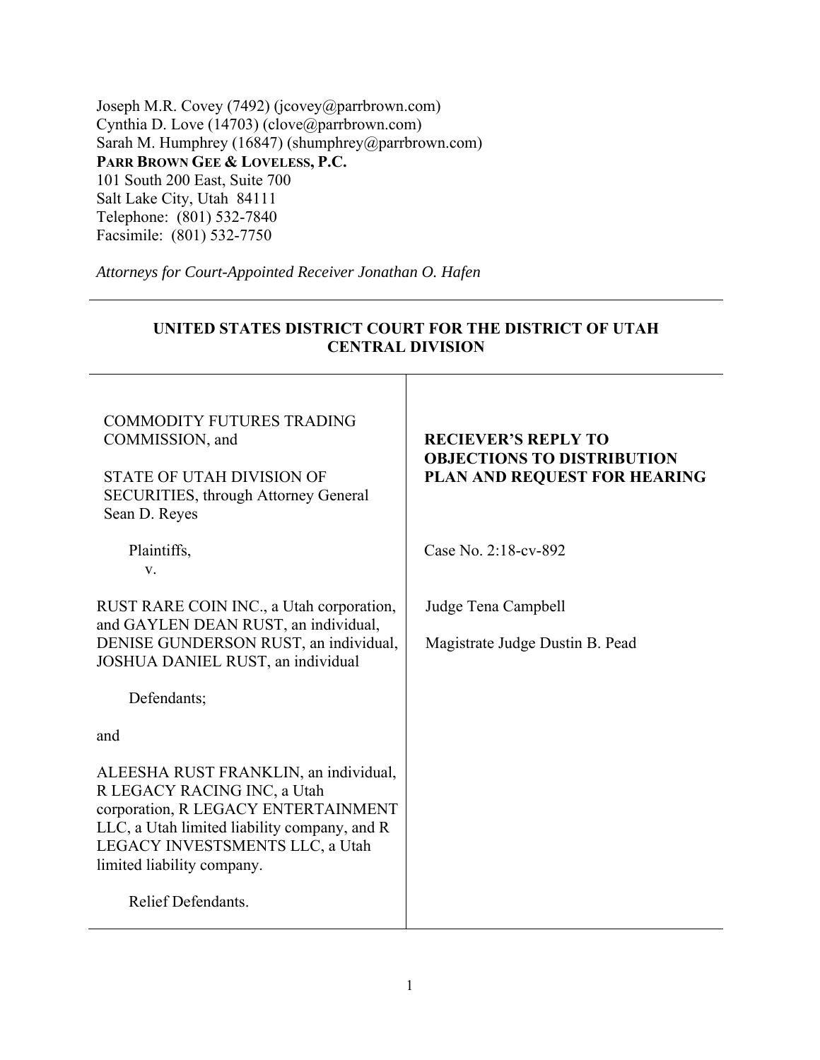Joseph M.R. Covey (7492) (jcovey@parrbrown.com)
Cynthia D. Love (14703) (clove@parrbrown.com)
Sarah M. Humphrey (16847) (shumphrey@parrbrown.com)
**PARR BROWN GEE & LOVELESS, P.C.**
101 South 200 East, Suite 700
Salt Lake City, Utah 84111
Telephone: (801) 532-7840
Facsimile: (801) 532-7750

*Attorneys for Court-Appointed Receiver Jonathan O. Hafen*

---

**UNITED STATES DISTRICT COURT FOR THE DISTRICT OF UTAH CENTRAL DIVISION**

| | |
|---|---|
| COMMODITY FUTURES TRADING COMMISSION, and<br><br>STATE OF UTAH DIVISION OF SECURITIES, through Attorney General Sean D. Reyes<br><br>Plaintiffs,<br>v.<br><br>RUST RARE COIN INC., a Utah corporation, and GAYLEN DEAN RUST, an individual, DENISE GUNDERSON RUST, an individual, JOSHUA DANIEL RUST, an individual<br><br>Defendants;<br><br>and<br><br>ALEESHA RUST FRANKLIN, an individual, R LEGACY RACING INC, a Utah corporation, R LEGACY ENTERTAINMENT LLC, a Utah limited liability company, and R LEGACY INVESTSMENTS LLC, a Utah limited liability company.<br><br>Relief Defendants. | **RECIEVER'S REPLY TO OBJECTIONS TO DISTRIBUTION PLAN AND REQUEST FOR HEARING**<br><br>Case No. 2:18-cv-892<br><br>Judge Tena Campbell<br><br>Magistrate Judge Dustin B. Pead |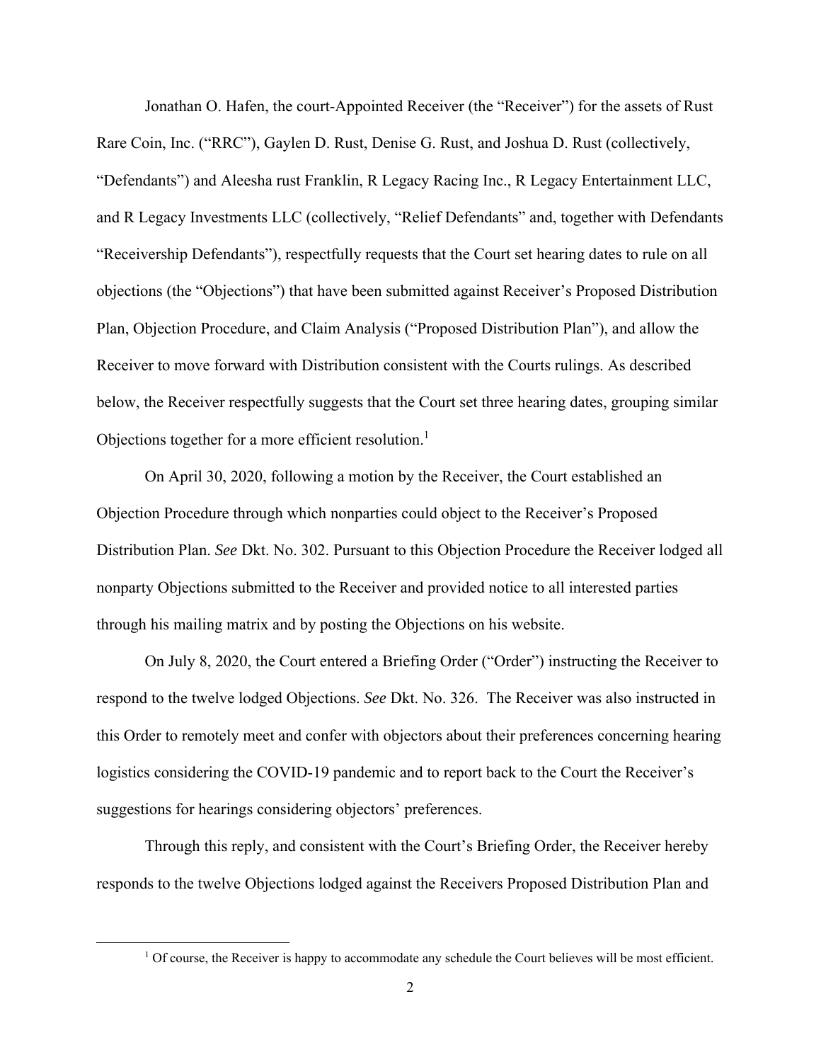Jonathan O. Hafen, the court-Appointed Receiver (the "Receiver") for the assets of Rust Rare Coin, Inc. ("RRC"), Gaylen D. Rust, Denise G. Rust, and Joshua D. Rust (collectively, "Defendants") and Aleesha rust Franklin, R Legacy Racing Inc., R Legacy Entertainment LLC, and R Legacy Investments LLC (collectively, "Relief Defendants" and, together with Defendants "Receivership Defendants"), respectfully requests that the Court set hearing dates to rule on all objections (the "Objections") that have been submitted against Receiver's Proposed Distribution Plan, Objection Procedure, and Claim Analysis ("Proposed Distribution Plan"), and allow the Receiver to move forward with Distribution consistent with the Courts rulings. As described below, the Receiver respectfully suggests that the Court set three hearing dates, grouping similar Objections together for a more efficient resolution.[1]

On April 30, 2020, following a motion by the Receiver, the Court established an Objection Procedure through which nonparties could object to the Receiver's Proposed Distribution Plan. *See* Dkt. No. 302. Pursuant to this Objection Procedure the Receiver lodged all nonparty Objections submitted to the Receiver and provided notice to all interested parties through his mailing matrix and by posting the Objections on his website.

On July 8, 2020, the Court entered a Briefing Order ("Order") instructing the Receiver to respond to the twelve lodged Objections. *See* Dkt. No. 326. The Receiver was also instructed in this Order to remotely meet and confer with objectors about their preferences concerning hearing logistics considering the COVID-19 pandemic and to report back to the Court the Receiver's suggestions for hearings considering objectors' preferences.

Through this reply, and consistent with the Court's Briefing Order, the Receiver hereby responds to the twelve Objections lodged against the Receivers Proposed Distribution Plan and

[1] Of course, the Receiver is happy to accommodate any schedule the Court believes will be most efficient.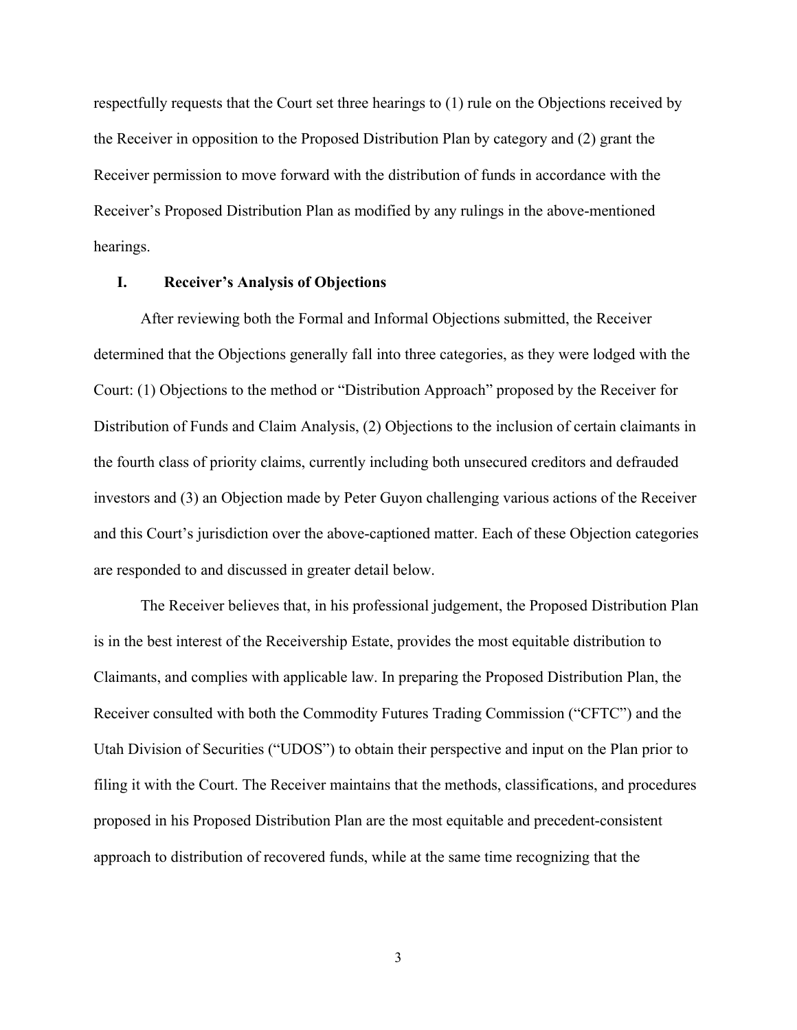respectfully requests that the Court set three hearings to (1) rule on the Objections received by the Receiver in opposition to the Proposed Distribution Plan by category and (2) grant the Receiver permission to move forward with the distribution of funds in accordance with the Receiver's Proposed Distribution Plan as modified by any rulings in the above-mentioned hearings.

## I. Receiver's Analysis of Objections

After reviewing both the Formal and Informal Objections submitted, the Receiver determined that the Objections generally fall into three categories, as they were lodged with the Court: (1) Objections to the method or "Distribution Approach" proposed by the Receiver for Distribution of Funds and Claim Analysis, (2) Objections to the inclusion of certain claimants in the fourth class of priority claims, currently including both unsecured creditors and defrauded investors and (3) an Objection made by Peter Guyon challenging various actions of the Receiver and this Court's jurisdiction over the above-captioned matter. Each of these Objection categories are responded to and discussed in greater detail below.

The Receiver believes that, in his professional judgement, the Proposed Distribution Plan is in the best interest of the Receivership Estate, provides the most equitable distribution to Claimants, and complies with applicable law. In preparing the Proposed Distribution Plan, the Receiver consulted with both the Commodity Futures Trading Commission ("CFTC") and the Utah Division of Securities ("UDOS") to obtain their perspective and input on the Plan prior to filing it with the Court. The Receiver maintains that the methods, classifications, and procedures proposed in his Proposed Distribution Plan are the most equitable and precedent-consistent approach to distribution of recovered funds, while at the same time recognizing that the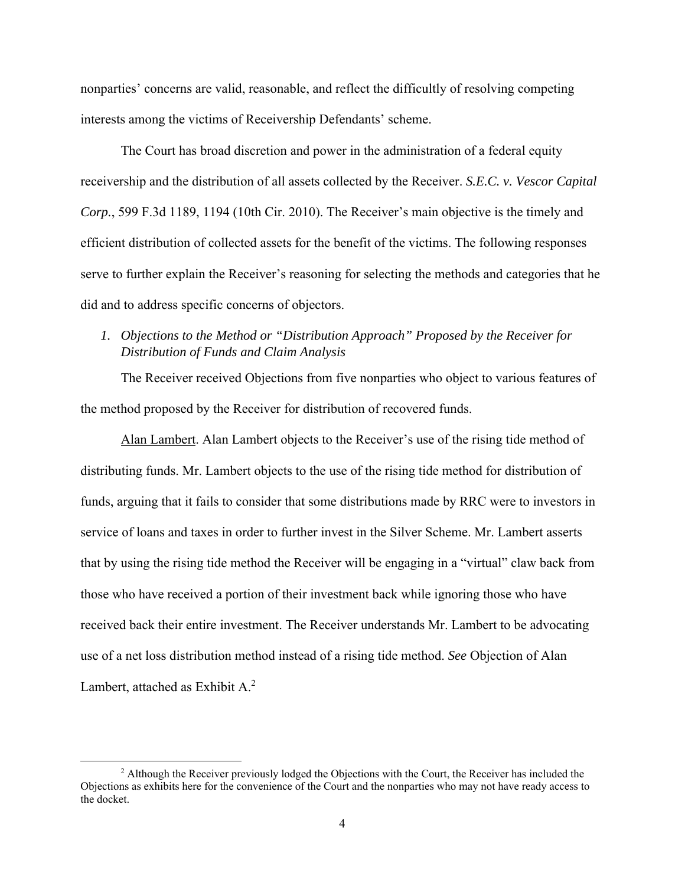nonparties' concerns are valid, reasonable, and reflect the difficultly of resolving competing interests among the victims of Receivership Defendants' scheme.

The Court has broad discretion and power in the administration of a federal equity receivership and the distribution of all assets collected by the Receiver. *S.E.C. v. Vescor Capital Corp.*, 599 F.3d 1189, 1194 (10th Cir. 2010). The Receiver's main objective is the timely and efficient distribution of collected assets for the benefit of the victims. The following responses serve to further explain the Receiver's reasoning for selecting the methods and categories that he did and to address specific concerns of objectors.

*1. Objections to the Method or "Distribution Approach" Proposed by the Receiver for Distribution of Funds and Claim Analysis*

The Receiver received Objections from five nonparties who object to various features of the method proposed by the Receiver for distribution of recovered funds.

Alan Lambert. Alan Lambert objects to the Receiver's use of the rising tide method of distributing funds. Mr. Lambert objects to the use of the rising tide method for distribution of funds, arguing that it fails to consider that some distributions made by RRC were to investors in service of loans and taxes in order to further invest in the Silver Scheme. Mr. Lambert asserts that by using the rising tide method the Receiver will be engaging in a "virtual" claw back from those who have received a portion of their investment back while ignoring those who have received back their entire investment. The Receiver understands Mr. Lambert to be advocating use of a net loss distribution method instead of a rising tide method. *See* Objection of Alan Lambert, attached as Exhibit A.[2]

[2] Although the Receiver previously lodged the Objections with the Court, the Receiver has included the Objections as exhibits here for the convenience of the Court and the nonparties who may not have ready access to the docket.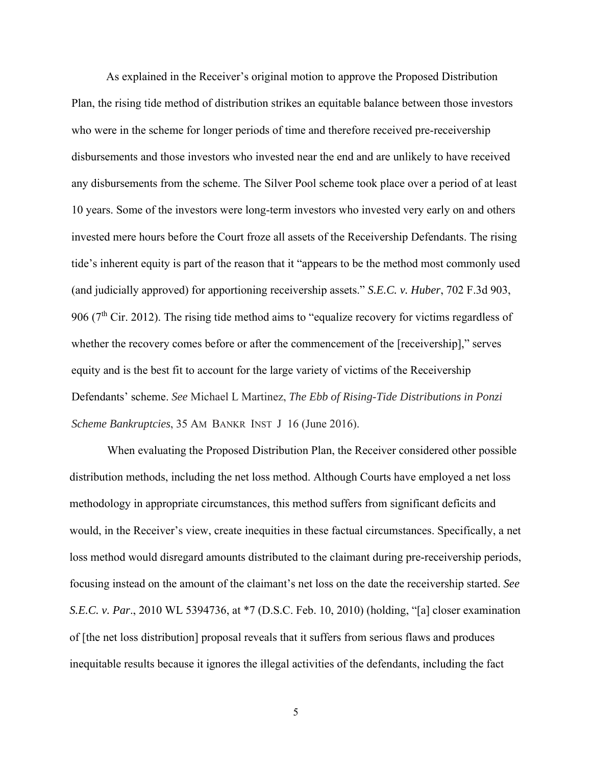As explained in the Receiver's original motion to approve the Proposed Distribution Plan, the rising tide method of distribution strikes an equitable balance between those investors who were in the scheme for longer periods of time and therefore received pre-receivership disbursements and those investors who invested near the end and are unlikely to have received any disbursements from the scheme. The Silver Pool scheme took place over a period of at least 10 years. Some of the investors were long-term investors who invested very early on and others invested mere hours before the Court froze all assets of the Receivership Defendants. The rising tide's inherent equity is part of the reason that it "appears to be the method most commonly used (and judicially approved) for apportioning receivership assets." ***S.E.C. v. Huber***, 702 F.3d 903, 906 (7th Cir. 2012). The rising tide method aims to "equalize recovery for victims regardless of whether the recovery comes before or after the commencement of the [receivership]," serves equity and is the best fit to account for the large variety of victims of the Receivership Defendants' scheme. *See* Michael L Martinez, *The Ebb of Rising-Tide Distributions in Ponzi Scheme Bankruptcies*, 35 AM BANKR INST J 16 (June 2016).

When evaluating the Proposed Distribution Plan, the Receiver considered other possible distribution methods, including the net loss method. Although Courts have employed a net loss methodology in appropriate circumstances, this method suffers from significant deficits and would, in the Receiver's view, create inequities in these factual circumstances. Specifically, a net loss method would disregard amounts distributed to the claimant during pre-receivership periods, focusing instead on the amount of the claimant's net loss on the date the receivership started. *See* ***S.E.C. v. Par***., 2010 WL 5394736, at *7 (D.S.C. Feb. 10, 2010) (holding, "[a] closer examination of [the net loss distribution] proposal reveals that it suffers from serious flaws and produces inequitable results because it ignores the illegal activities of the defendants, including the fact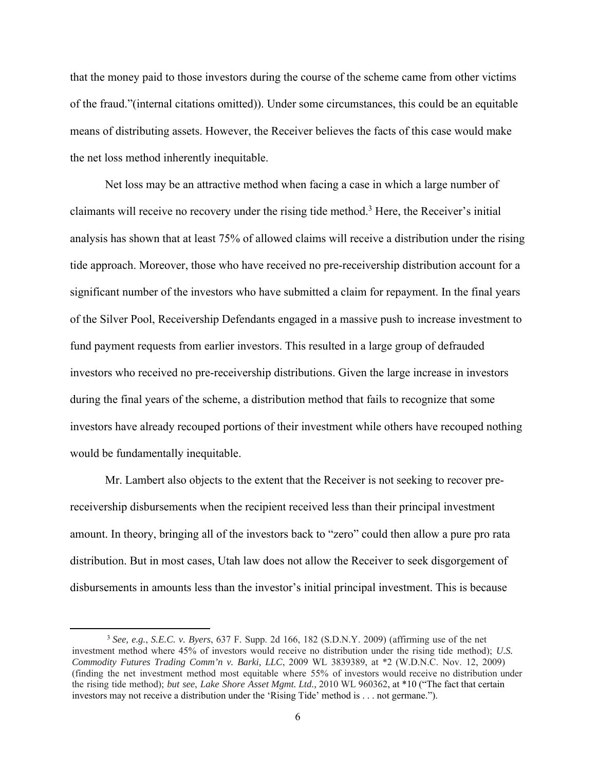that the money paid to those investors during the course of the scheme came from other victims of the fraud."(internal citations omitted)). Under some circumstances, this could be an equitable means of distributing assets. However, the Receiver believes the facts of this case would make the net loss method inherently inequitable.

Net loss may be an attractive method when facing a case in which a large number of claimants will receive no recovery under the rising tide method.[3] Here, the Receiver's initial analysis has shown that at least 75% of allowed claims will receive a distribution under the rising tide approach. Moreover, those who have received no pre-receivership distribution account for a significant number of the investors who have submitted a claim for repayment. In the final years of the Silver Pool, Receivership Defendants engaged in a massive push to increase investment to fund payment requests from earlier investors. This resulted in a large group of defrauded investors who received no pre-receivership distributions. Given the large increase in investors during the final years of the scheme, a distribution method that fails to recognize that some investors have already recouped portions of their investment while others have recouped nothing would be fundamentally inequitable.

Mr. Lambert also objects to the extent that the Receiver is not seeking to recover pre-receivership disbursements when the recipient received less than their principal investment amount. In theory, bringing all of the investors back to "zero" could then allow a pure pro rata distribution. But in most cases, Utah law does not allow the Receiver to seek disgorgement of disbursements in amounts less than the investor's initial principal investment. This is because

[3] *See, e.g.*, *S.E.C. v. Byers*, 637 F. Supp. 2d 166, 182 (S.D.N.Y. 2009) (affirming use of the net investment method where 45% of investors would receive no distribution under the rising tide method); *U.S. Commodity Futures Trading Comm'n v. Barki, LLC*, 2009 WL 3839389, at *2 (W.D.N.C. Nov. 12, 2009) (finding the net investment method most equitable where 55% of investors would receive no distribution under the rising tide method); *but see*, *Lake Shore Asset Mgmt. Ltd.,* 2010 WL 960362, at *10 ("The fact that certain investors may not receive a distribution under the 'Rising Tide' method is . . . not germane.").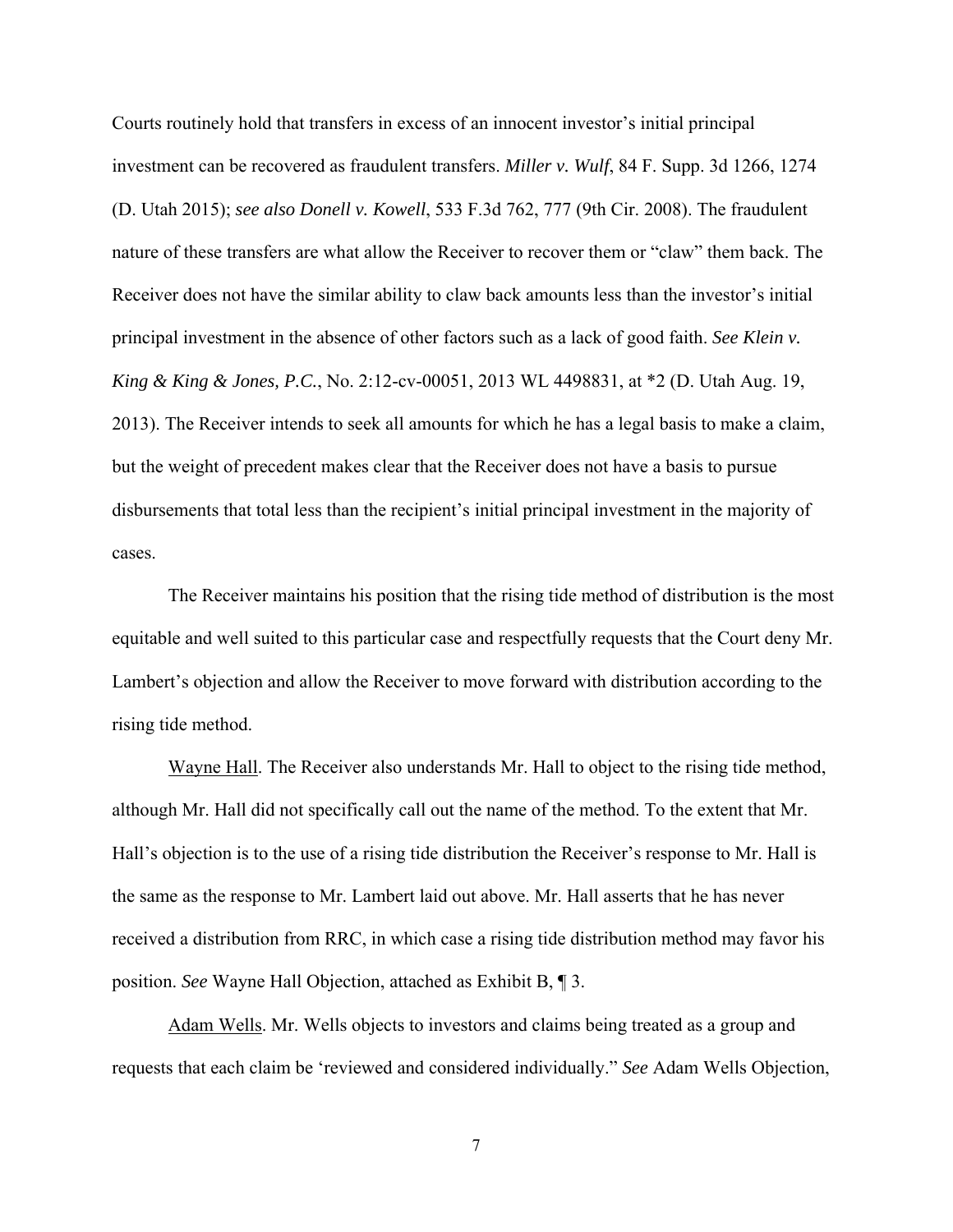Courts routinely hold that transfers in excess of an innocent investor's initial principal investment can be recovered as fraudulent transfers. *Miller v. Wulf*, 84 F. Supp. 3d 1266, 1274 (D. Utah 2015); *see also Donell v. Kowell*, 533 F.3d 762, 777 (9th Cir. 2008). The fraudulent nature of these transfers are what allow the Receiver to recover them or "claw" them back. The Receiver does not have the similar ability to claw back amounts less than the investor's initial principal investment in the absence of other factors such as a lack of good faith. *See Klein v. King & King & Jones, P.C.*, No. 2:12-cv-00051, 2013 WL 4498831, at *2 (D. Utah Aug. 19, 2013). The Receiver intends to seek all amounts for which he has a legal basis to make a claim, but the weight of precedent makes clear that the Receiver does not have a basis to pursue disbursements that total less than the recipient's initial principal investment in the majority of cases.

The Receiver maintains his position that the rising tide method of distribution is the most equitable and well suited to this particular case and respectfully requests that the Court deny Mr. Lambert's objection and allow the Receiver to move forward with distribution according to the rising tide method.

<u>Wayne Hall</u>. The Receiver also understands Mr. Hall to object to the rising tide method, although Mr. Hall did not specifically call out the name of the method. To the extent that Mr. Hall's objection is to the use of a rising tide distribution the Receiver's response to Mr. Hall is the same as the response to Mr. Lambert laid out above. Mr. Hall asserts that he has never received a distribution from RRC, in which case a rising tide distribution method may favor his position. *See* Wayne Hall Objection, attached as Exhibit B, ¶ 3.

<u>Adam Wells</u>. Mr. Wells objects to investors and claims being treated as a group and requests that each claim be 'reviewed and considered individually." *See* Adam Wells Objection,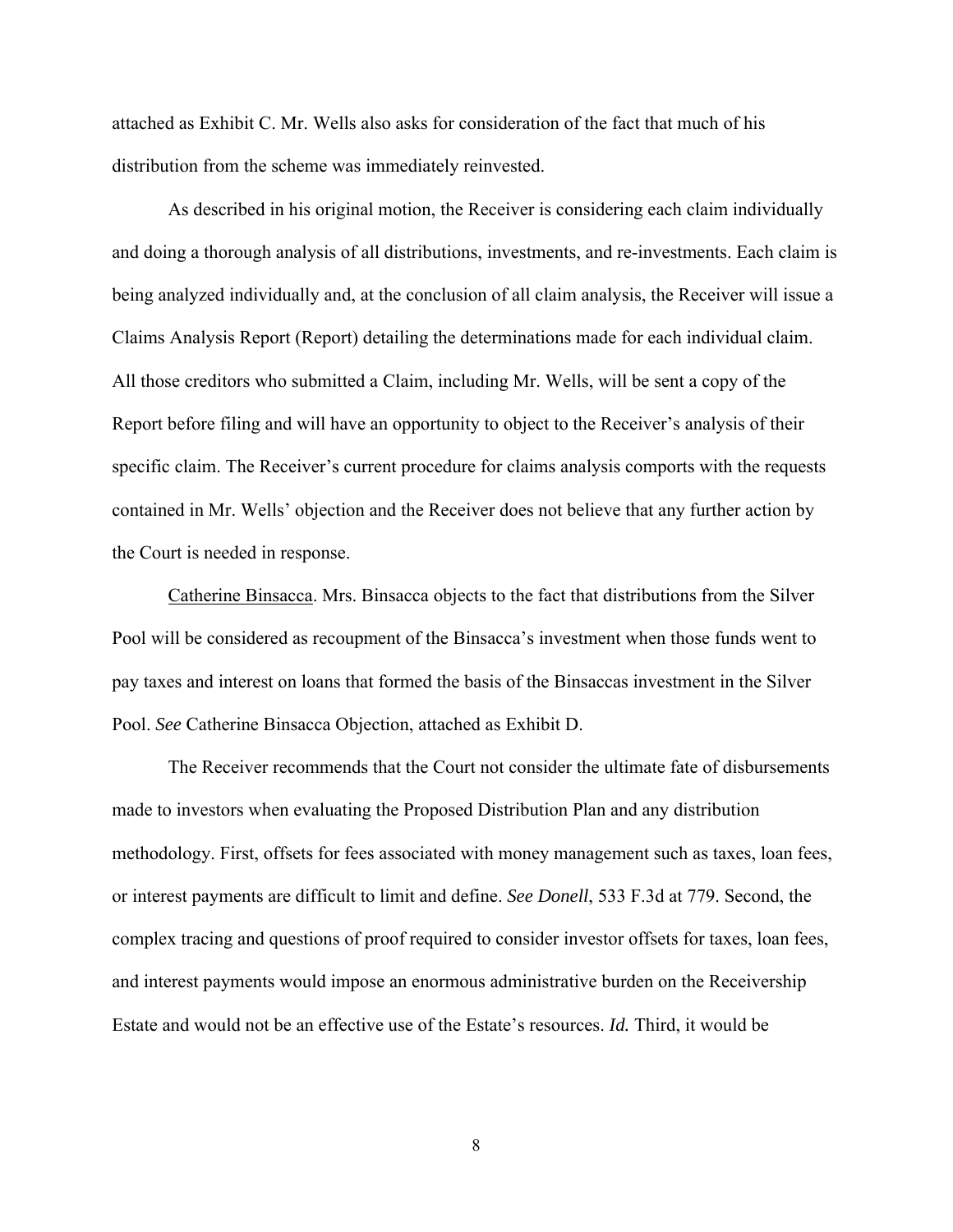attached as Exhibit C. Mr. Wells also asks for consideration of the fact that much of his distribution from the scheme was immediately reinvested.

As described in his original motion, the Receiver is considering each claim individually and doing a thorough analysis of all distributions, investments, and re-investments. Each claim is being analyzed individually and, at the conclusion of all claim analysis, the Receiver will issue a Claims Analysis Report (Report) detailing the determinations made for each individual claim. All those creditors who submitted a Claim, including Mr. Wells, will be sent a copy of the Report before filing and will have an opportunity to object to the Receiver's analysis of their specific claim. The Receiver's current procedure for claims analysis comports with the requests contained in Mr. Wells' objection and the Receiver does not believe that any further action by the Court is needed in response.

<u>Catherine Binsacca</u>. Mrs. Binsacca objects to the fact that distributions from the Silver Pool will be considered as recoupment of the Binsacca's investment when those funds went to pay taxes and interest on loans that formed the basis of the Binsaccas investment in the Silver Pool. *See* Catherine Binsacca Objection, attached as Exhibit D.

The Receiver recommends that the Court not consider the ultimate fate of disbursements made to investors when evaluating the Proposed Distribution Plan and any distribution methodology. First, offsets for fees associated with money management such as taxes, loan fees, or interest payments are difficult to limit and define. *See Donell*, 533 F.3d at 779. Second, the complex tracing and questions of proof required to consider investor offsets for taxes, loan fees, and interest payments would impose an enormous administrative burden on the Receivership Estate and would not be an effective use of the Estate's resources. *Id.* Third, it would be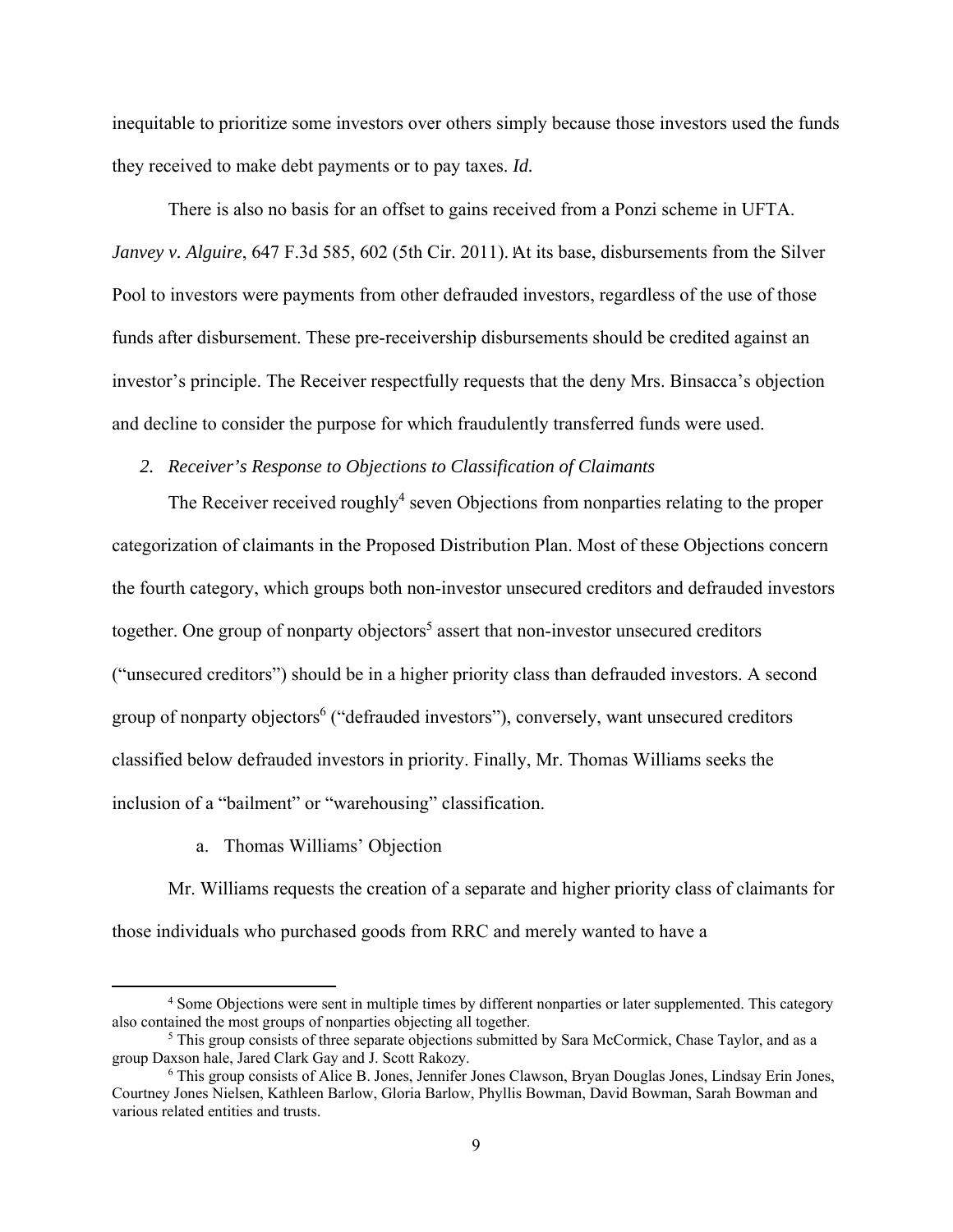inequitable to prioritize some investors over others simply because those investors used the funds they received to make debt payments or to pay taxes. *Id.*

There is also no basis for an offset to gains received from a Ponzi scheme in UFTA. *Janvey v. Alguire*, 647 F.3d 585, 602 (5th Cir. 2011). At its base, disbursements from the Silver Pool to investors were payments from other defrauded investors, regardless of the use of those funds after disbursement. These pre-receivership disbursements should be credited against an investor's principle. The Receiver respectfully requests that the deny Mrs. Binsacca's objection and decline to consider the purpose for which fraudulently transferred funds were used.

*2. Receiver's Response to Objections to Classification of Claimants*

The Receiver received roughly[4] seven Objections from nonparties relating to the proper categorization of claimants in the Proposed Distribution Plan. Most of these Objections concern the fourth category, which groups both non-investor unsecured creditors and defrauded investors together. One group of nonparty objectors[5] assert that non-investor unsecured creditors ("unsecured creditors") should be in a higher priority class than defrauded investors. A second group of nonparty objectors[6] ("defrauded investors"), conversely, want unsecured creditors classified below defrauded investors in priority. Finally, Mr. Thomas Williams seeks the inclusion of a "bailment" or "warehousing" classification.

a. Thomas Williams' Objection

Mr. Williams requests the creation of a separate and higher priority class of claimants for those individuals who purchased goods from RRC and merely wanted to have a

---

[4] Some Objections were sent in multiple times by different nonparties or later supplemented. This category also contained the most groups of nonparties objecting all together.

[5] This group consists of three separate objections submitted by Sara McCormick, Chase Taylor, and as a group Daxson hale, Jared Clark Gay and J. Scott Rakozy.

[6] This group consists of Alice B. Jones, Jennifer Jones Clawson, Bryan Douglas Jones, Lindsay Erin Jones, Courtney Jones Nielsen, Kathleen Barlow, Gloria Barlow, Phyllis Bowman, David Bowman, Sarah Bowman and various related entities and trusts.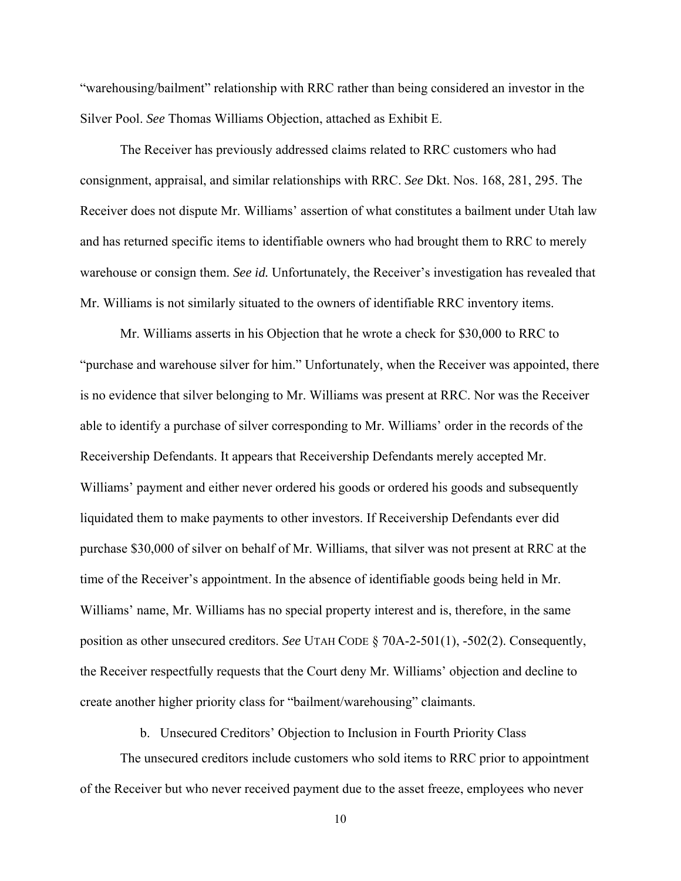"warehousing/bailment" relationship with RRC rather than being considered an investor in the Silver Pool. *See* Thomas Williams Objection, attached as Exhibit E.

The Receiver has previously addressed claims related to RRC customers who had consignment, appraisal, and similar relationships with RRC. *See* Dkt. Nos. 168, 281, 295. The Receiver does not dispute Mr. Williams' assertion of what constitutes a bailment under Utah law and has returned specific items to identifiable owners who had brought them to RRC to merely warehouse or consign them. *See id.* Unfortunately, the Receiver's investigation has revealed that Mr. Williams is not similarly situated to the owners of identifiable RRC inventory items.

Mr. Williams asserts in his Objection that he wrote a check for $30,000 to RRC to "purchase and warehouse silver for him." Unfortunately, when the Receiver was appointed, there is no evidence that silver belonging to Mr. Williams was present at RRC. Nor was the Receiver able to identify a purchase of silver corresponding to Mr. Williams' order in the records of the Receivership Defendants. It appears that Receivership Defendants merely accepted Mr. Williams' payment and either never ordered his goods or ordered his goods and subsequently liquidated them to make payments to other investors. If Receivership Defendants ever did purchase $30,000 of silver on behalf of Mr. Williams, that silver was not present at RRC at the time of the Receiver's appointment. In the absence of identifiable goods being held in Mr. Williams' name, Mr. Williams has no special property interest and is, therefore, in the same position as other unsecured creditors. *See* UTAH CODE § 70A-2-501(1), -502(2). Consequently, the Receiver respectfully requests that the Court deny Mr. Williams' objection and decline to create another higher priority class for "bailment/warehousing" claimants.

b. Unsecured Creditors' Objection to Inclusion in Fourth Priority Class

The unsecured creditors include customers who sold items to RRC prior to appointment of the Receiver but who never received payment due to the asset freeze, employees who never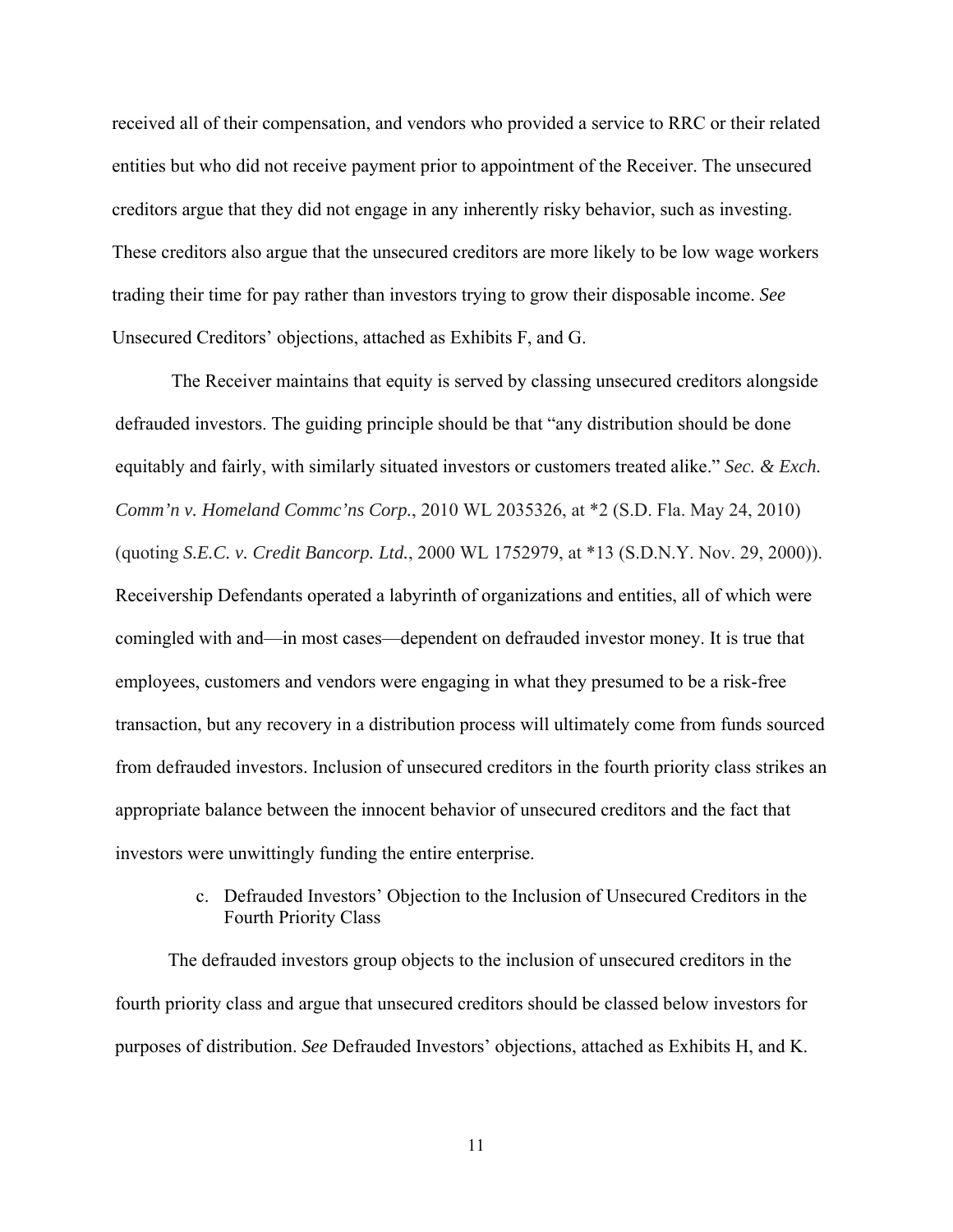received all of their compensation, and vendors who provided a service to RRC or their related entities but who did not receive payment prior to appointment of the Receiver. The unsecured creditors argue that they did not engage in any inherently risky behavior, such as investing. These creditors also argue that the unsecured creditors are more likely to be low wage workers trading their time for pay rather than investors trying to grow their disposable income. *See* Unsecured Creditors' objections, attached as Exhibits F, and G.

The Receiver maintains that equity is served by classing unsecured creditors alongside defrauded investors. The guiding principle should be that "any distribution should be done equitably and fairly, with similarly situated investors or customers treated alike." *Sec. & Exch. Comm'n v. Homeland Commc'ns Corp.*, 2010 WL 2035326, at *2 (S.D. Fla. May 24, 2010) (quoting *S.E.C. v. Credit Bancorp. Ltd.*, 2000 WL 1752979, at *13 (S.D.N.Y. Nov. 29, 2000)). Receivership Defendants operated a labyrinth of organizations and entities, all of which were comingled with and—in most cases—dependent on defrauded investor money. It is true that employees, customers and vendors were engaging in what they presumed to be a risk-free transaction, but any recovery in a distribution process will ultimately come from funds sourced from defrauded investors. Inclusion of unsecured creditors in the fourth priority class strikes an appropriate balance between the innocent behavior of unsecured creditors and the fact that investors were unwittingly funding the entire enterprise.

c. Defrauded Investors' Objection to the Inclusion of Unsecured Creditors in the Fourth Priority Class

The defrauded investors group objects to the inclusion of unsecured creditors in the fourth priority class and argue that unsecured creditors should be classed below investors for purposes of distribution. *See* Defrauded Investors' objections, attached as Exhibits H, and K.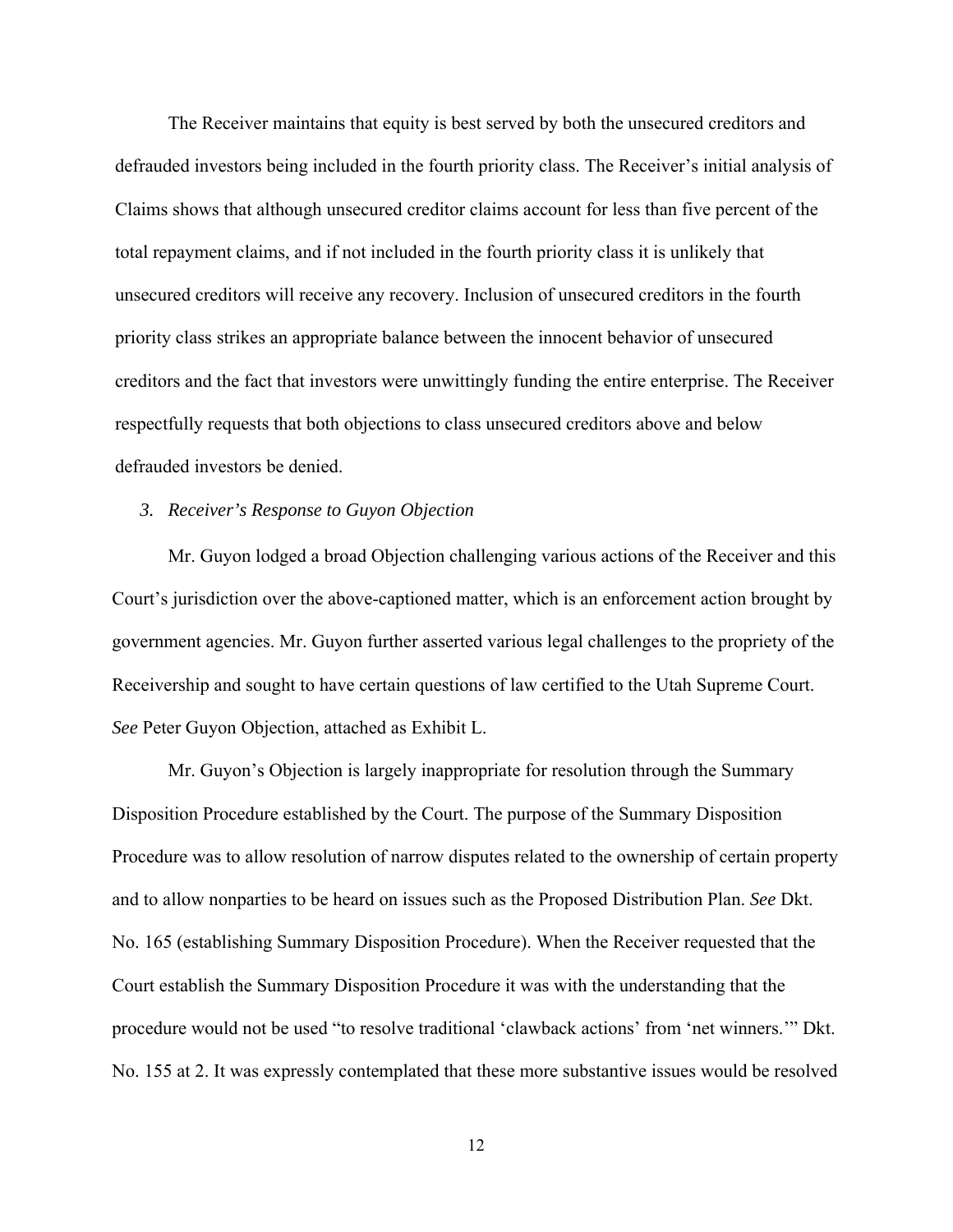The Receiver maintains that equity is best served by both the unsecured creditors and defrauded investors being included in the fourth priority class. The Receiver's initial analysis of Claims shows that although unsecured creditor claims account for less than five percent of the total repayment claims, and if not included in the fourth priority class it is unlikely that unsecured creditors will receive any recovery. Inclusion of unsecured creditors in the fourth priority class strikes an appropriate balance between the innocent behavior of unsecured creditors and the fact that investors were unwittingly funding the entire enterprise. The Receiver respectfully requests that both objections to class unsecured creditors above and below defrauded investors be denied.

### *3. Receiver's Response to Guyon Objection*

Mr. Guyon lodged a broad Objection challenging various actions of the Receiver and this Court's jurisdiction over the above-captioned matter, which is an enforcement action brought by government agencies. Mr. Guyon further asserted various legal challenges to the propriety of the Receivership and sought to have certain questions of law certified to the Utah Supreme Court. *See* Peter Guyon Objection, attached as Exhibit L.

Mr. Guyon's Objection is largely inappropriate for resolution through the Summary Disposition Procedure established by the Court. The purpose of the Summary Disposition Procedure was to allow resolution of narrow disputes related to the ownership of certain property and to allow nonparties to be heard on issues such as the Proposed Distribution Plan. *See* Dkt. No. 165 (establishing Summary Disposition Procedure). When the Receiver requested that the Court establish the Summary Disposition Procedure it was with the understanding that the procedure would not be used "to resolve traditional 'clawback actions' from 'net winners.'" Dkt. No. 155 at 2. It was expressly contemplated that these more substantive issues would be resolved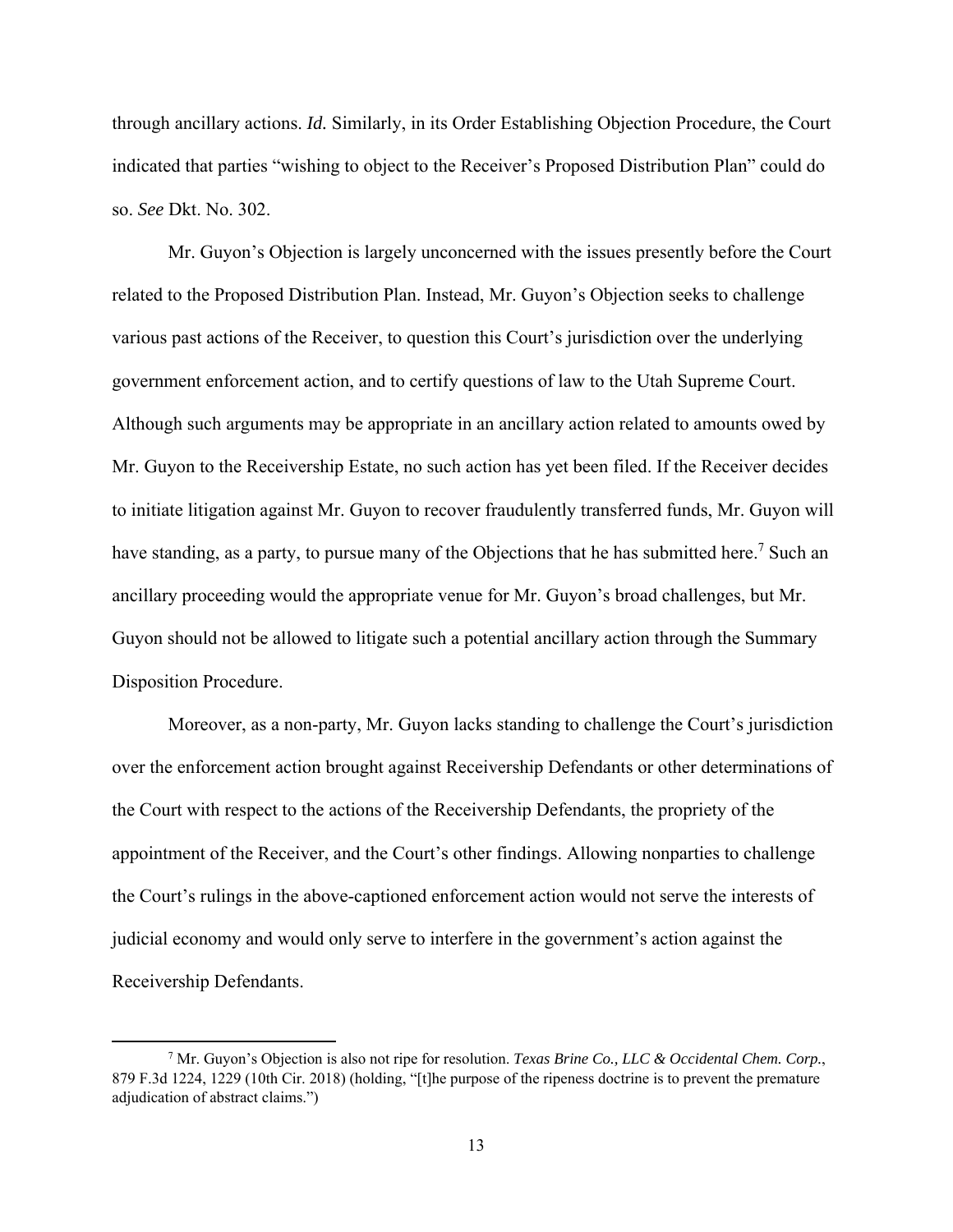through ancillary actions. *Id.* Similarly, in its Order Establishing Objection Procedure, the Court indicated that parties "wishing to object to the Receiver's Proposed Distribution Plan" could do so. *See* Dkt. No. 302.

Mr. Guyon's Objection is largely unconcerned with the issues presently before the Court related to the Proposed Distribution Plan. Instead, Mr. Guyon's Objection seeks to challenge various past actions of the Receiver, to question this Court's jurisdiction over the underlying government enforcement action, and to certify questions of law to the Utah Supreme Court. Although such arguments may be appropriate in an ancillary action related to amounts owed by Mr. Guyon to the Receivership Estate, no such action has yet been filed. If the Receiver decides to initiate litigation against Mr. Guyon to recover fraudulently transferred funds, Mr. Guyon will have standing, as a party, to pursue many of the Objections that he has submitted here.[7] Such an ancillary proceeding would the appropriate venue for Mr. Guyon's broad challenges, but Mr. Guyon should not be allowed to litigate such a potential ancillary action through the Summary Disposition Procedure.

Moreover, as a non-party, Mr. Guyon lacks standing to challenge the Court's jurisdiction over the enforcement action brought against Receivership Defendants or other determinations of the Court with respect to the actions of the Receivership Defendants, the propriety of the appointment of the Receiver, and the Court's other findings. Allowing nonparties to challenge the Court's rulings in the above-captioned enforcement action would not serve the interests of judicial economy and would only serve to interfere in the government's action against the Receivership Defendants.

---

[7] Mr. Guyon's Objection is also not ripe for resolution. *Texas Brine Co., LLC & Occidental Chem. Corp.*, 879 F.3d 1224, 1229 (10th Cir. 2018) (holding, "[t]he purpose of the ripeness doctrine is to prevent the premature adjudication of abstract claims.")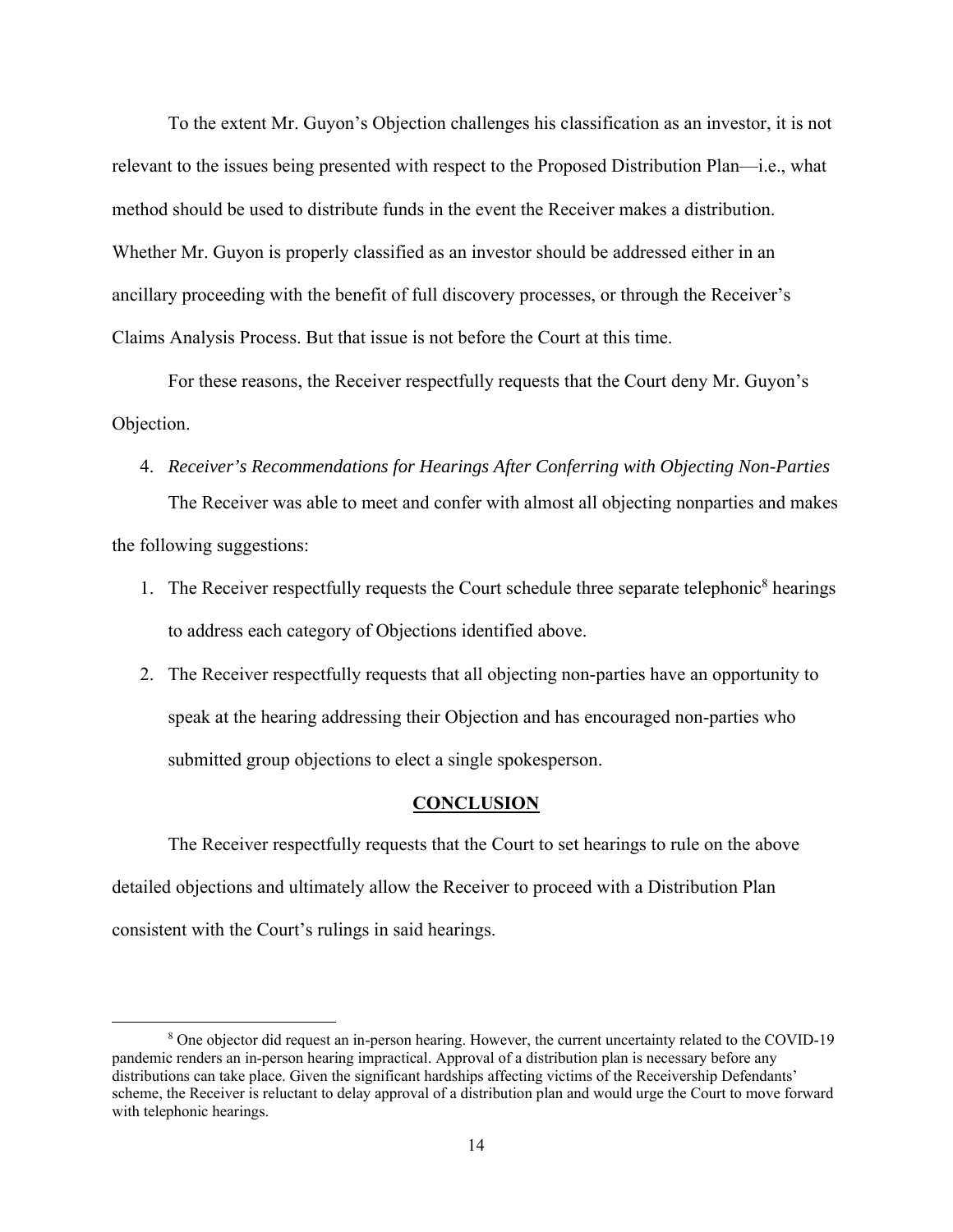To the extent Mr. Guyon's Objection challenges his classification as an investor, it is not relevant to the issues being presented with respect to the Proposed Distribution Plan—i.e., what method should be used to distribute funds in the event the Receiver makes a distribution. Whether Mr. Guyon is properly classified as an investor should be addressed either in an ancillary proceeding with the benefit of full discovery processes, or through the Receiver's Claims Analysis Process. But that issue is not before the Court at this time.

For these reasons, the Receiver respectfully requests that the Court deny Mr. Guyon's Objection.

4. *Receiver's Recommendations for Hearings After Conferring with Objecting Non-Parties*

The Receiver was able to meet and confer with almost all objecting nonparties and makes the following suggestions:

1. The Receiver respectfully requests the Court schedule three separate telephonic[8] hearings to address each category of Objections identified above.
2. The Receiver respectfully requests that all objecting non-parties have an opportunity to speak at the hearing addressing their Objection and has encouraged non-parties who submitted group objections to elect a single spokesperson.

## CONCLUSION

The Receiver respectfully requests that the Court to set hearings to rule on the above detailed objections and ultimately allow the Receiver to proceed with a Distribution Plan consistent with the Court's rulings in said hearings.

[8] One objector did request an in-person hearing. However, the current uncertainty related to the COVID-19 pandemic renders an in-person hearing impractical. Approval of a distribution plan is necessary before any distributions can take place. Given the significant hardships affecting victims of the Receivership Defendants' scheme, the Receiver is reluctant to delay approval of a distribution plan and would urge the Court to move forward with telephonic hearings.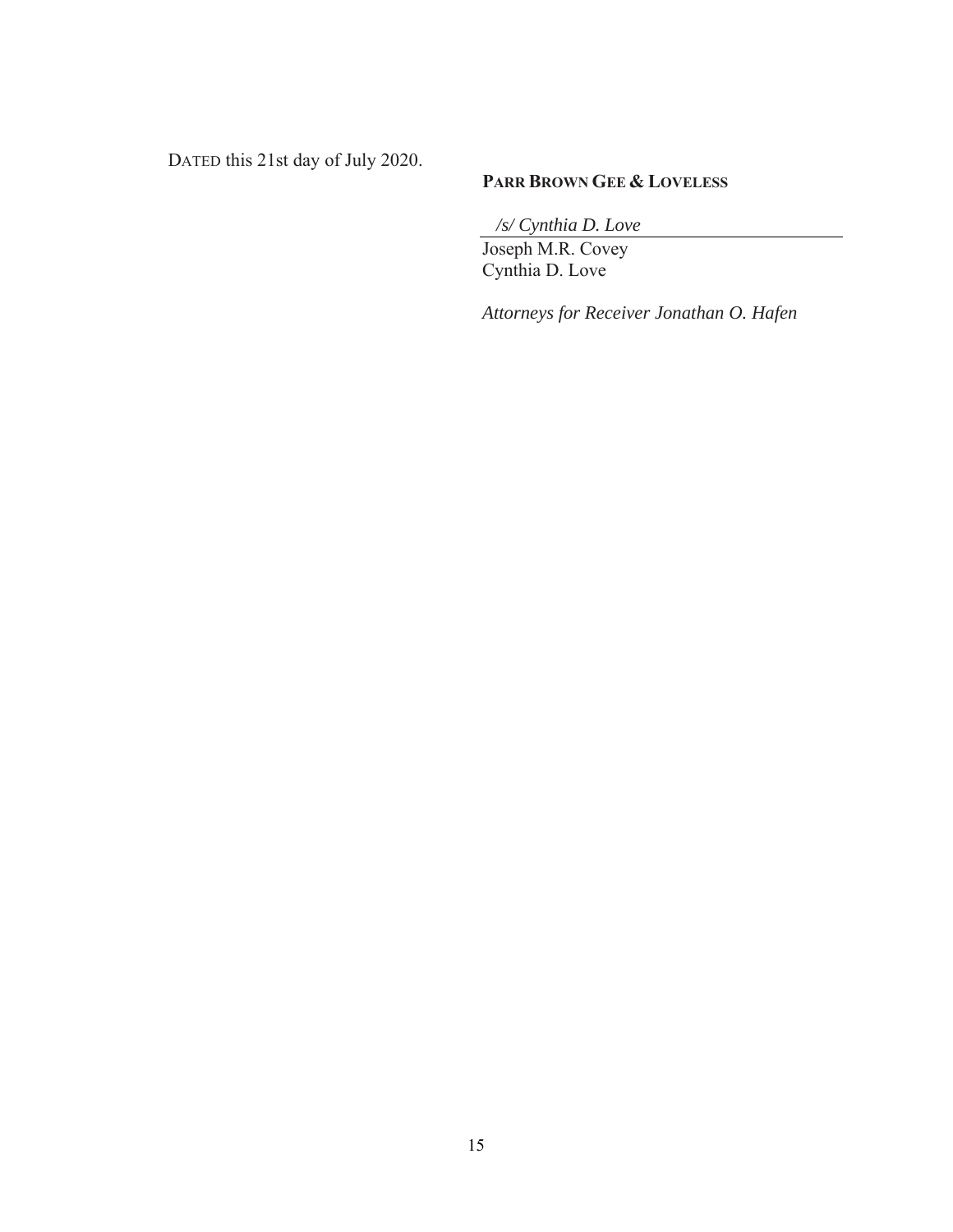DATED this 21st day of July 2020.

**PARR BROWN GEE & LOVELESS**

*/s/ Cynthia D. Love*

Joseph M.R. Covey
Cynthia D. Love

*Attorneys for Receiver Jonathan O. Hafen*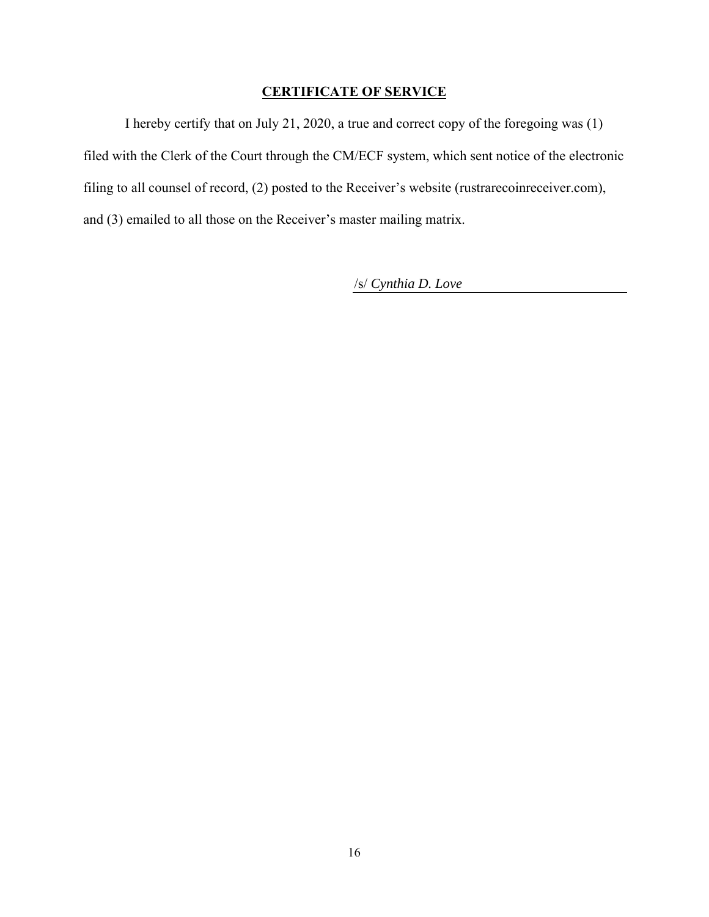## **CERTIFICATE OF SERVICE**

I hereby certify that on July 21, 2020, a true and correct copy of the foregoing was (1) filed with the Clerk of the Court through the CM/ECF system, which sent notice of the electronic filing to all counsel of record, (2) posted to the Receiver's website (rustrarecoinreceiver.com), and (3) emailed to all those on the Receiver's master mailing matrix.

/s/ *Cynthia D. Love*